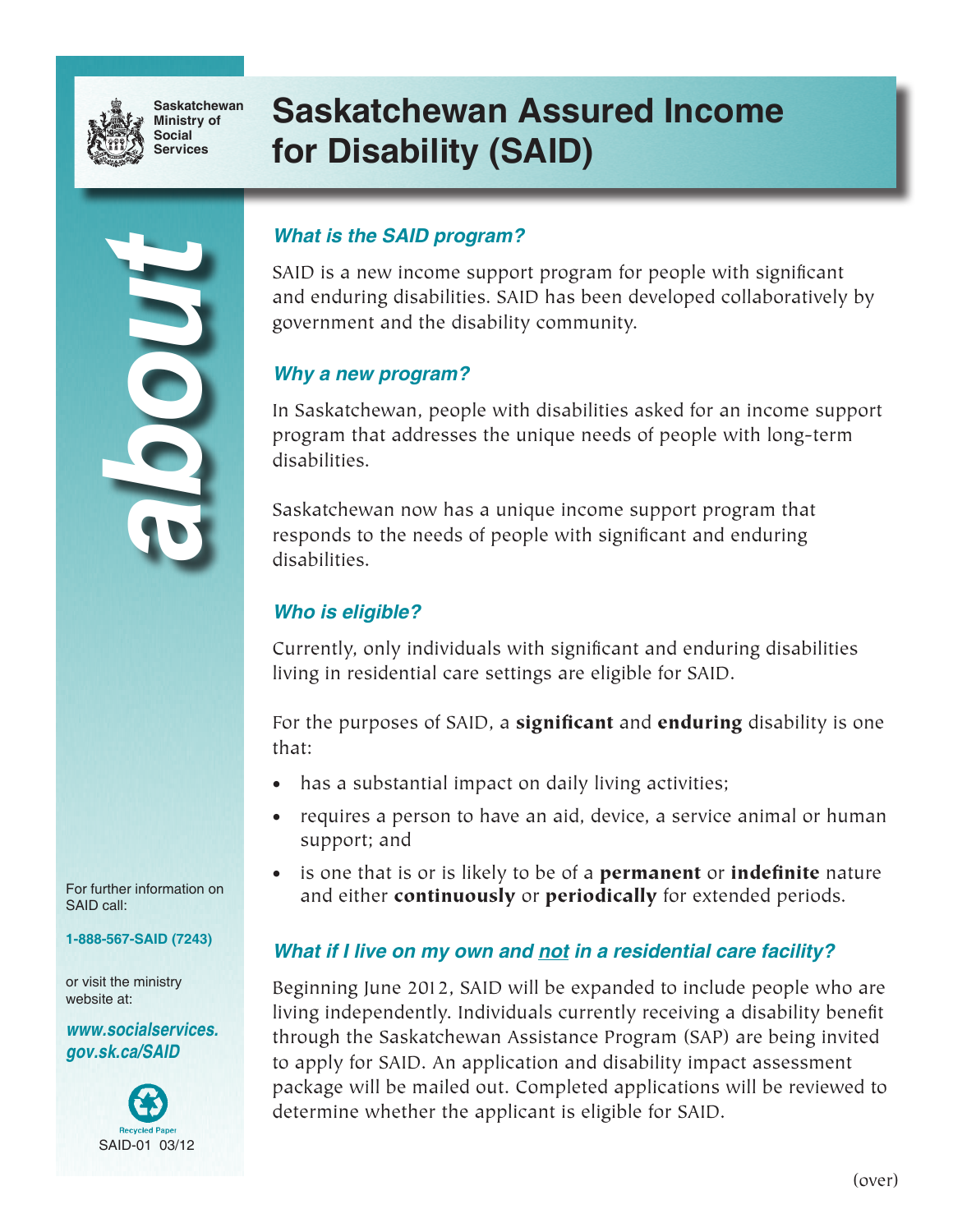Saskatchewan Ministry of Social Services

# Saskatchewan Assured Income for Disability (SAID)

*about*

## *What is the SAID program?*

SAID is a new income support program for people with significant and enduring disabilities. SAID has been developed collaboratively by government and the disability community.

## *Why a new program?*

In Saskatchewan, people with disabilities asked for an income support program that addresses the unique needs of people with long-term disabilities.

Saskatchewan now has a unique income support program that responds to the needs of people with significant and enduring disabilities.

## *Who is eligible?*

Currently, only individuals with significant and enduring disabilities living in residential care settings are eligible for SAID.

For the purposes of SAID, a **significant** and **enduring** disability is one that:

- has a substantial impact on daily living activities;
- requires a person to have an aid, device, a service animal or human support; and
- is one that is or is likely to be of a **permanent** or **indefinite** nature and either **continuously** or **periodically** for extended periods.

## *What if I live on my own and not in a residential care facility?*

Beginning June 2012, SAID will be expanded to include people who are living independently. Individuals currently receiving a disability benefit through the Saskatchewan Assistance Program (SAP) are being invited to apply for SAID. An application and disability impact assessment package will be mailed out. Completed applications will be reviewed to determine whether the applicant is eligible for SAID.

(over)

For further information on SAID call:

**1-888-567-SAID (7243)**

or visit the ministry website at:

***www.socialservices.gov.sk.ca/SAID***

Recycled Paper

SAID-01 03/12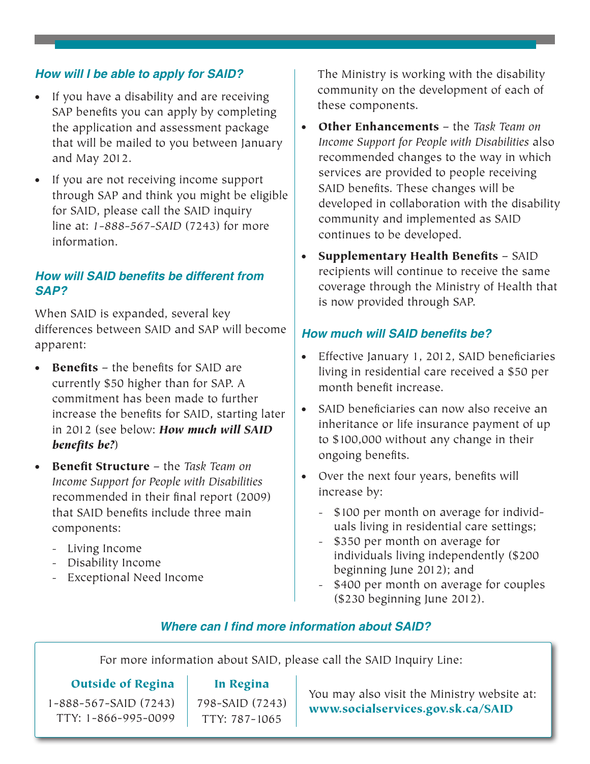### *How will I be able to apply for SAID?*

- If you have a disability and are receiving SAP benefits you can apply by completing the application and assessment package that will be mailed to you between January and May 2012.
- If you are not receiving income support through SAP and think you might be eligible for SAID, please call the SAID inquiry line at: *1-888-567-SAID* (7243) for more information.

### *How will SAID benefits be different from SAP?*

When SAID is expanded, several key differences between SAID and SAP will become apparent:

- **Benefits** – the benefits for SAID are currently $50 higher than for SAP. A commitment has been made to further increase the benefits for SAID, starting later in 2012 (see below: ***How much will SAID benefits be?***)
- **Benefit Structure** – the *Task Team on Income Support for People with Disabilities* recommended in their final report (2009) that SAID benefits include three main components:
  - Living Income
  - Disability Income
  - Exceptional Need Income

  The Ministry is working with the disability community on the development of each of these components.
- **Other Enhancements** – the *Task Team on Income Support for People with Disabilities* also recommended changes to the way in which services are provided to people receiving SAID benefits. These changes will be developed in collaboration with the disability community and implemented as SAID continues to be developed.
- **Supplementary Health Benefits** – SAID recipients will continue to receive the same coverage through the Ministry of Health that is now provided through SAP.

### *How much will SAID benefits be?*

- Effective January 1, 2012, SAID beneficiaries living in residential care received a $50 per month benefit increase.
- SAID beneficiaries can now also receive an inheritance or life insurance payment of up to $100,000 without any change in their ongoing benefits.
- Over the next four years, benefits will increase by:
  - $100 per month on average for individuals living in residential care settings;
  - $350 per month on average for individuals living independently ($200 beginning June 2012); and
  - $400 per month on average for couples ($230 beginning June 2012).

### *Where can I find more information about SAID?*

For more information about SAID, please call the SAID Inquiry Line:

**Outside of Regina**
1-888-567-SAID (7243)
TTY: 1-866-995-0099

**In Regina**
798-SAID (7243)
TTY: 787-1065

You may also visit the Ministry website at: **www.socialservices.gov.sk.ca/SAID**